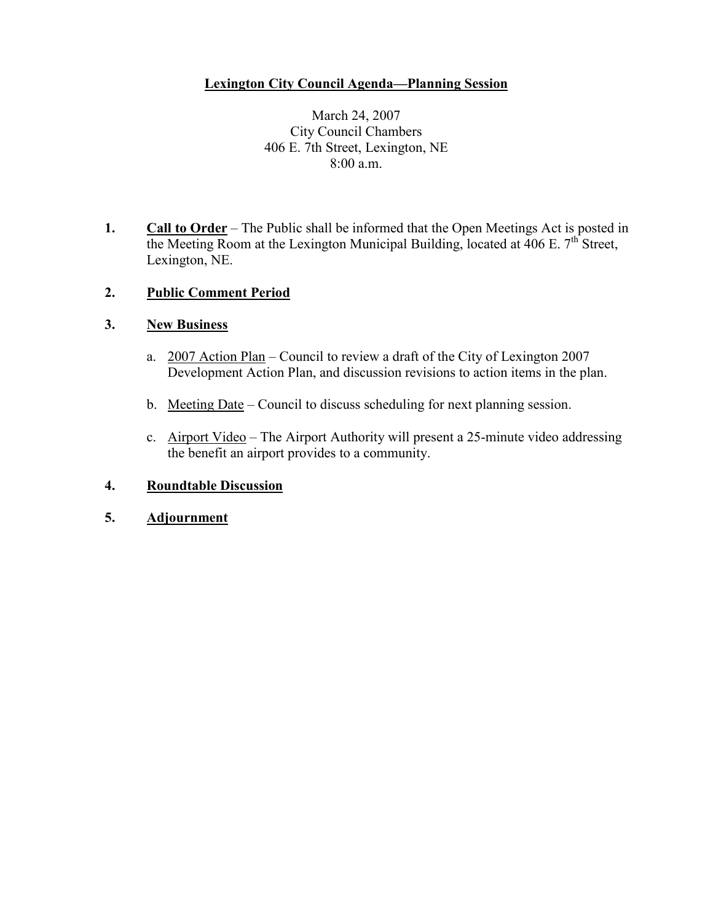# Lexington City Council Agenda—Planning Session

March 24, 2007
City Council Chambers
406 E. 7th Street, Lexington, NE
8:00 a.m.

1. **Call to Order** – The Public shall be informed that the Open Meetings Act is posted in the Meeting Room at the Lexington Municipal Building, located at 406 E. 7th Street, Lexington, NE.

2. **Public Comment Period**

3. **New Business**

   a. 2007 Action Plan – Council to review a draft of the City of Lexington 2007 Development Action Plan, and discussion revisions to action items in the plan.

   b. Meeting Date – Council to discuss scheduling for next planning session.

   c. Airport Video – The Airport Authority will present a 25-minute video addressing the benefit an airport provides to a community.

4. **Roundtable Discussion**

5. **Adjournment**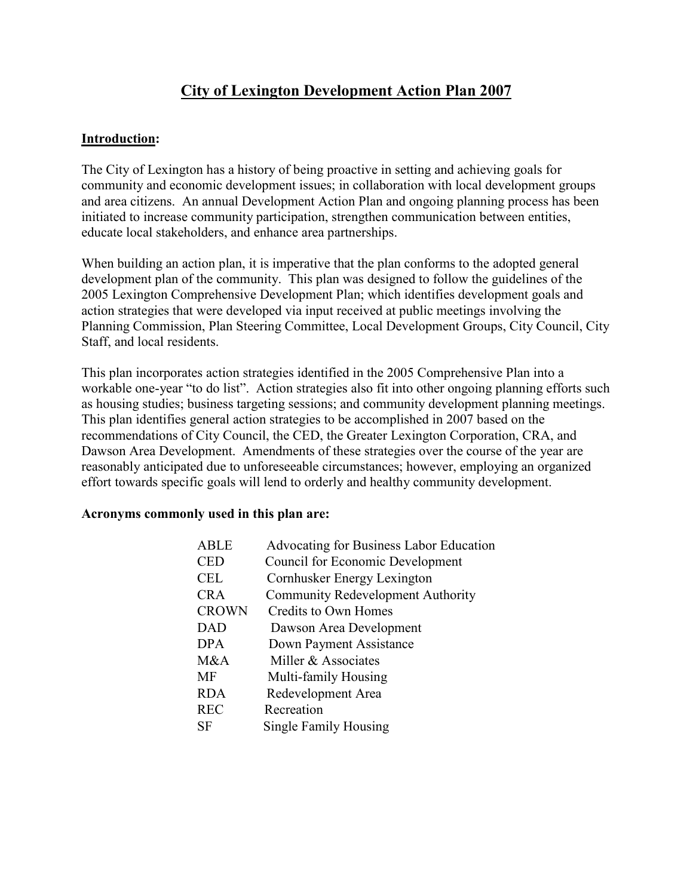# City of Lexington Development Action Plan 2007

## Introduction:

The City of Lexington has a history of being proactive in setting and achieving goals for community and economic development issues; in collaboration with local development groups and area citizens. An annual Development Action Plan and ongoing planning process has been initiated to increase community participation, strengthen communication between entities, educate local stakeholders, and enhance area partnerships.

When building an action plan, it is imperative that the plan conforms to the adopted general development plan of the community. This plan was designed to follow the guidelines of the 2005 Lexington Comprehensive Development Plan; which identifies development goals and action strategies that were developed via input received at public meetings involving the Planning Commission, Plan Steering Committee, Local Development Groups, City Council, City Staff, and local residents.

This plan incorporates action strategies identified in the 2005 Comprehensive Plan into a workable one-year "to do list". Action strategies also fit into other ongoing planning efforts such as housing studies; business targeting sessions; and community development planning meetings. This plan identifies general action strategies to be accomplished in 2007 based on the recommendations of City Council, the CED, the Greater Lexington Corporation, CRA, and Dawson Area Development. Amendments of these strategies over the course of the year are reasonably anticipated due to unforeseeable circumstances; however, employing an organized effort towards specific goals will lend to orderly and healthy community development.

**Acronyms commonly used in this plan are:**

| | |
|---|---|
| ABLE | Advocating for Business Labor Education |
| CED | Council for Economic Development |
| CEL | Cornhusker Energy Lexington |
| CRA | Community Redevelopment Authority |
| CROWN | Credits to Own Homes |
| DAD | Dawson Area Development |
| DPA | Down Payment Assistance |
| M&A | Miller & Associates |
| MF | Multi-family Housing |
| RDA | Redevelopment Area |
| REC | Recreation |
| SF | Single Family Housing |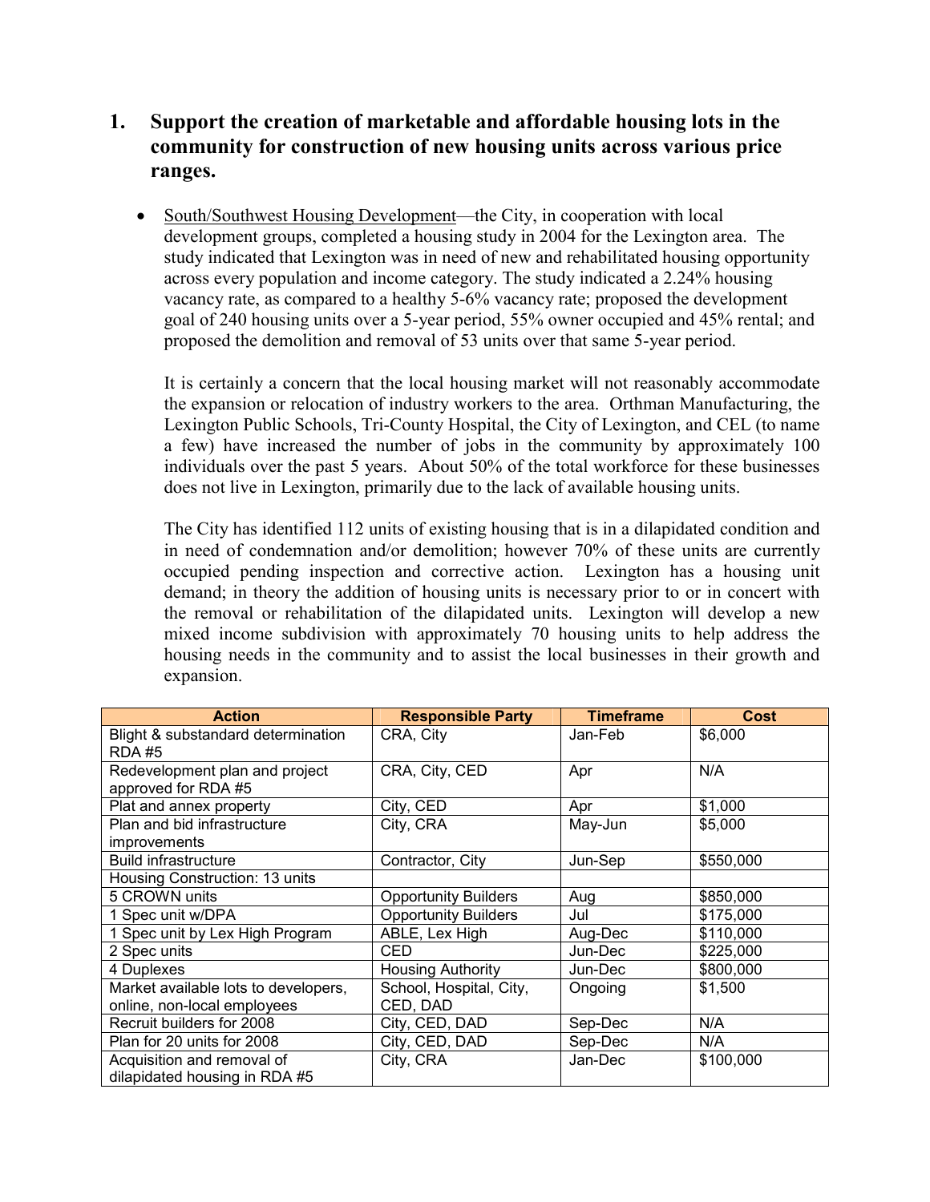## 1. Support the creation of marketable and affordable housing lots in the community for construction of new housing units across various price ranges.

- South/Southwest Housing Development—the City, in cooperation with local development groups, completed a housing study in 2004 for the Lexington area. The study indicated that Lexington was in need of new and rehabilitated housing opportunity across every population and income category. The study indicated a 2.24% housing vacancy rate, as compared to a healthy 5-6% vacancy rate; proposed the development goal of 240 housing units over a 5-year period, 55% owner occupied and 45% rental; and proposed the demolition and removal of 53 units over that same 5-year period.

  It is certainly a concern that the local housing market will not reasonably accommodate the expansion or relocation of industry workers to the area. Orthman Manufacturing, the Lexington Public Schools, Tri-County Hospital, the City of Lexington, and CEL (to name a few) have increased the number of jobs in the community by approximately 100 individuals over the past 5 years. About 50% of the total workforce for these businesses does not live in Lexington, primarily due to the lack of available housing units.

  The City has identified 112 units of existing housing that is in a dilapidated condition and in need of condemnation and/or demolition; however 70% of these units are currently occupied pending inspection and corrective action. Lexington has a housing unit demand; in theory the addition of housing units is necessary prior to or in concert with the removal or rehabilitation of the dilapidated units. Lexington will develop a new mixed income subdivision with approximately 70 housing units to help address the housing needs in the community and to assist the local businesses in their growth and expansion.

| Action | Responsible Party | Timeframe | Cost |
|---|---|---|---|
| Blight & substandard determination RDA #5 | CRA, City | Jan-Feb | $6,000 |
| Redevelopment plan and project approved for RDA #5 | CRA, City, CED | Apr | N/A |
| Plat and annex property | City, CED | Apr | $1,000 |
| Plan and bid infrastructure improvements | City, CRA | May-Jun | $5,000 |
| Build infrastructure | Contractor, City | Jun-Sep | $550,000 |
| Housing Construction: 13 units | | | |
| 5 CROWN units | Opportunity Builders | Aug | $850,000 |
| 1 Spec unit w/DPA | Opportunity Builders | Jul | $175,000 |
| 1 Spec unit by Lex High Program | ABLE, Lex High | Aug-Dec | $110,000 |
| 2 Spec units | CED | Jun-Dec | $225,000 |
| 4 Duplexes | Housing Authority | Jun-Dec | $800,000 |
| Market available lots to developers, online, non-local employees | School, Hospital, City, CED, DAD | Ongoing | $1,500 |
| Recruit builders for 2008 | City, CED, DAD | Sep-Dec | N/A |
| Plan for 20 units for 2008 | City, CED, DAD | Sep-Dec | N/A |
| Acquisition and removal of dilapidated housing in RDA #5 | City, CRA | Jan-Dec | $100,000 |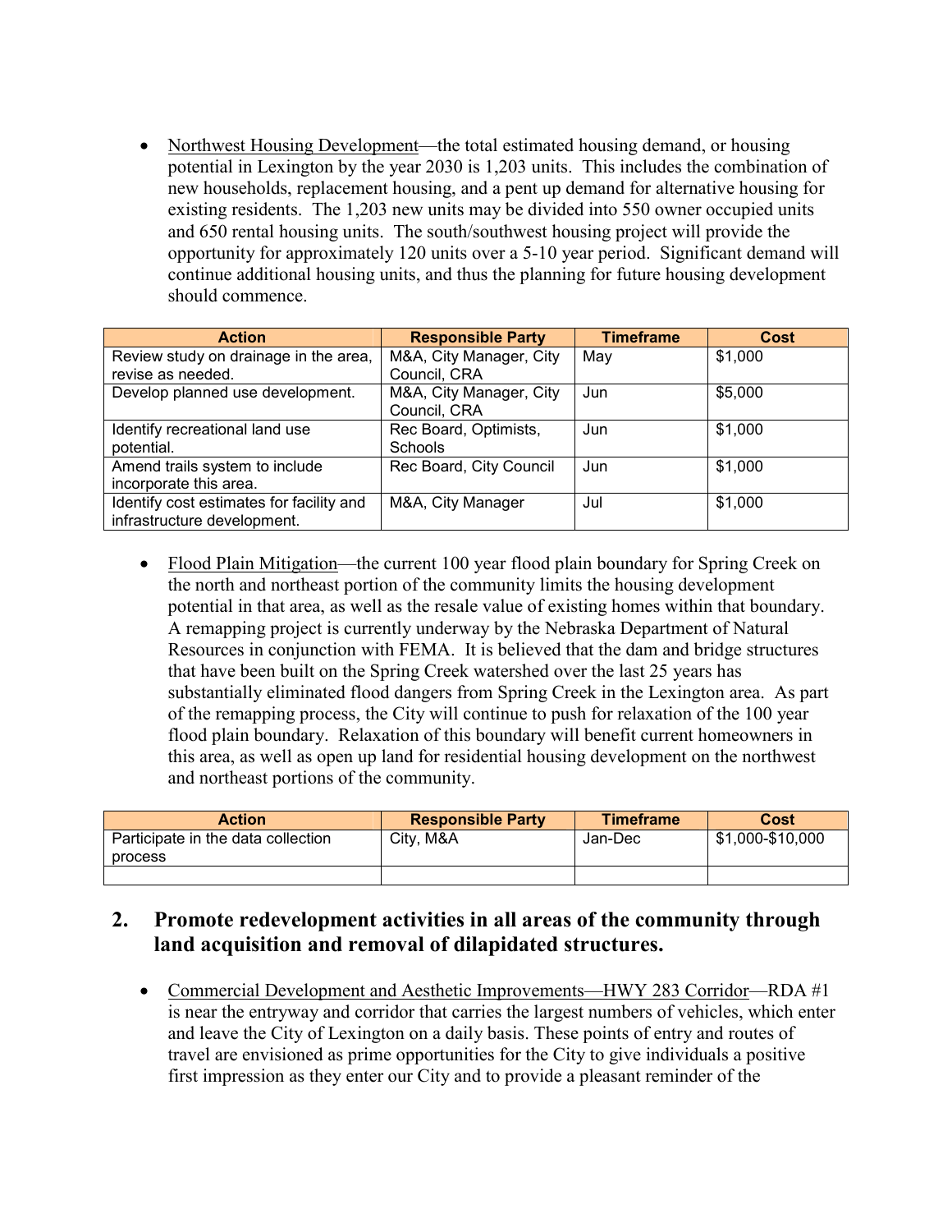- <u>Northwest Housing Development</u>—the total estimated housing demand, or housing potential in Lexington by the year 2030 is 1,203 units. This includes the combination of new households, replacement housing, and a pent up demand for alternative housing for existing residents. The 1,203 new units may be divided into 550 owner occupied units and 650 rental housing units. The south/southwest housing project will provide the opportunity for approximately 120 units over a 5-10 year period. Significant demand will continue additional housing units, and thus the planning for future housing development should commence.

| Action | Responsible Party | Timeframe | Cost |
|---|---|---|---|
| Review study on drainage in the area, revise as needed. | M&A, City Manager, City Council, CRA | May | $1,000 |
| Develop planned use development. | M&A, City Manager, City Council, CRA | Jun | $5,000 |
| Identify recreational land use potential. | Rec Board, Optimists, Schools | Jun | $1,000 |
| Amend trails system to include incorporate this area. | Rec Board, City Council | Jun | $1,000 |
| Identify cost estimates for facility and infrastructure development. | M&A, City Manager | Jul | $1,000 |

- <u>Flood Plain Mitigation</u>—the current 100 year flood plain boundary for Spring Creek on the north and northeast portion of the community limits the housing development potential in that area, as well as the resale value of existing homes within that boundary. A remapping project is currently underway by the Nebraska Department of Natural Resources in conjunction with FEMA. It is believed that the dam and bridge structures that have been built on the Spring Creek watershed over the last 25 years has substantially eliminated flood dangers from Spring Creek in the Lexington area. As part of the remapping process, the City will continue to push for relaxation of the 100 year flood plain boundary. Relaxation of this boundary will benefit current homeowners in this area, as well as open up land for residential housing development on the northwest and northeast portions of the community.

| Action | Responsible Party | Timeframe | Cost |
|---|---|---|---|
| Participate in the data collection process | City, M&A | Jan-Dec | $1,000-$10,000 |
| | | | |

## 2. Promote redevelopment activities in all areas of the community through land acquisition and removal of dilapidated structures.

- <u>Commercial Development and Aesthetic Improvements—HWY 283 Corridor</u>—RDA #1 is near the entryway and corridor that carries the largest numbers of vehicles, which enter and leave the City of Lexington on a daily basis. These points of entry and routes of travel are envisioned as prime opportunities for the City to give individuals a positive first impression as they enter our City and to provide a pleasant reminder of the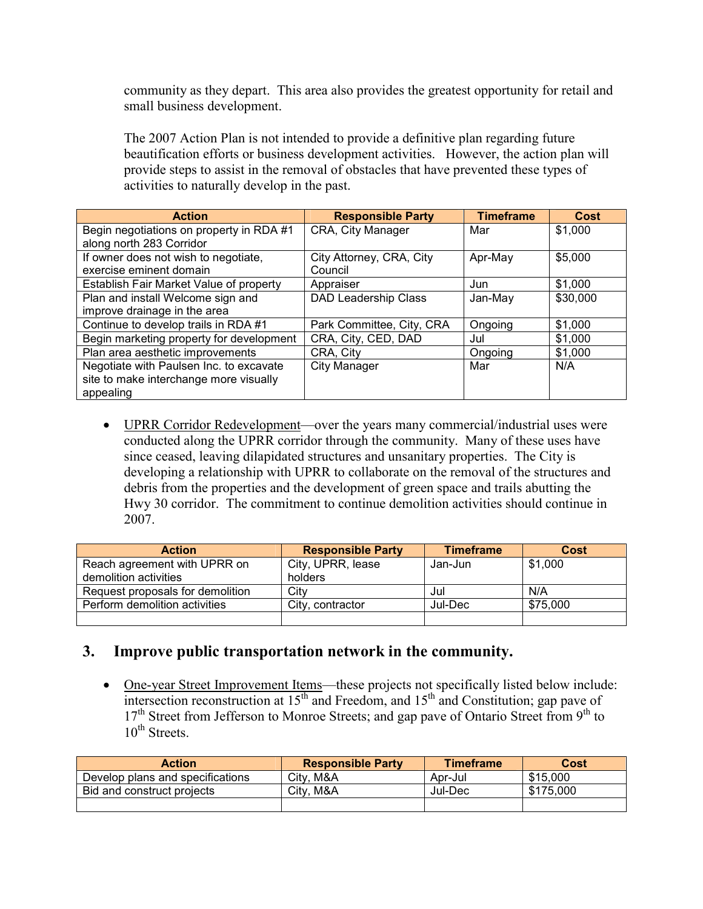community as they depart. This area also provides the greatest opportunity for retail and small business development.

The 2007 Action Plan is not intended to provide a definitive plan regarding future beautification efforts or business development activities. However, the action plan will provide steps to assist in the removal of obstacles that have prevented these types of activities to naturally develop in the past.

| Action | Responsible Party | Timeframe | Cost |
|---|---|---|---|
| Begin negotiations on property in RDA #1 along north 283 Corridor | CRA, City Manager | Mar | $1,000 |
| If owner does not wish to negotiate, exercise eminent domain | City Attorney, CRA, City Council | Apr-May | $5,000 |
| Establish Fair Market Value of property | Appraiser | Jun | $1,000 |
| Plan and install Welcome sign and improve drainage in the area | DAD Leadership Class | Jan-May | $30,000 |
| Continue to develop trails in RDA #1 | Park Committee, City, CRA | Ongoing | $1,000 |
| Begin marketing property for development | CRA, City, CED, DAD | Jul | $1,000 |
| Plan area aesthetic improvements | CRA, City | Ongoing | $1,000 |
| Negotiate with Paulsen Inc. to excavate site to make interchange more visually appealing | City Manager | Mar | N/A |

- UPRR Corridor Redevelopment—over the years many commercial/industrial uses were conducted along the UPRR corridor through the community. Many of these uses have since ceased, leaving dilapidated structures and unsanitary properties. The City is developing a relationship with UPRR to collaborate on the removal of the structures and debris from the properties and the development of green space and trails abutting the Hwy 30 corridor. The commitment to continue demolition activities should continue in 2007.

| Action | Responsible Party | Timeframe | Cost |
|---|---|---|---|
| Reach agreement with UPRR on demolition activities | City, UPRR, lease holders | Jan-Jun | $1,000 |
| Request proposals for demolition | City | Jul | N/A |
| Perform demolition activities | City, contractor | Jul-Dec | $75,000 |
| | | | |

## 3. Improve public transportation network in the community.

- One-year Street Improvement Items—these projects not specifically listed below include: intersection reconstruction at 15th and Freedom, and 15th and Constitution; gap pave of 17th Street from Jefferson to Monroe Streets; and gap pave of Ontario Street from 9th to 10th Streets.

| Action | Responsible Party | Timeframe | Cost |
|---|---|---|---|
| Develop plans and specifications | City, M&A | Apr-Jul | $15,000 |
| Bid and construct projects | City, M&A | Jul-Dec | $175,000 |
| | | | |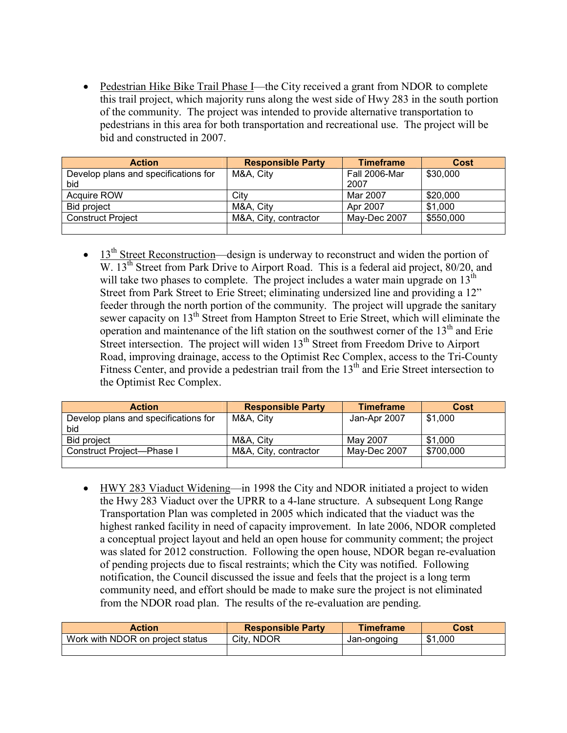- Pedestrian Hike Bike Trail Phase I—the City received a grant from NDOR to complete this trail project, which majority runs along the west side of Hwy 283 in the south portion of the community. The project was intended to provide alternative transportation to pedestrians in this area for both transportation and recreational use. The project will be bid and constructed in 2007.

| Action | Responsible Party | Timeframe | Cost |
|---|---|---|---|
| Develop plans and specifications for bid | M&A, City | Fall 2006-Mar 2007 | $30,000 |
| Acquire ROW | City | Mar 2007 | $20,000 |
| Bid project | M&A, City | Apr 2007 | $1,000 |
| Construct Project | M&A, City, contractor | May-Dec 2007 | $550,000 |
| | | | |

- 13th Street Reconstruction—design is underway to reconstruct and widen the portion of W. 13th Street from Park Drive to Airport Road. This is a federal aid project, 80/20, and will take two phases to complete. The project includes a water main upgrade on 13th Street from Park Street to Erie Street; eliminating undersized line and providing a 12" feeder through the north portion of the community. The project will upgrade the sanitary sewer capacity on 13th Street from Hampton Street to Erie Street, which will eliminate the operation and maintenance of the lift station on the southwest corner of the 13th and Erie Street intersection. The project will widen 13th Street from Freedom Drive to Airport Road, improving drainage, access to the Optimist Rec Complex, access to the Tri-County Fitness Center, and provide a pedestrian trail from the 13th and Erie Street intersection to the Optimist Rec Complex.

| Action | Responsible Party | Timeframe | Cost |
|---|---|---|---|
| Develop plans and specifications for bid | M&A, City | Jan-Apr 2007 | $1,000 |
| Bid project | M&A, City | May 2007 | $1,000 |
| Construct Project—Phase I | M&A, City, contractor | May-Dec 2007 | $700,000 |
| | | | |

- HWY 283 Viaduct Widening—in 1998 the City and NDOR initiated a project to widen the Hwy 283 Viaduct over the UPRR to a 4-lane structure. A subsequent Long Range Transportation Plan was completed in 2005 which indicated that the viaduct was the highest ranked facility in need of capacity improvement. In late 2006, NDOR completed a conceptual project layout and held an open house for community comment; the project was slated for 2012 construction. Following the open house, NDOR began re-evaluation of pending projects due to fiscal restraints; which the City was notified. Following notification, the Council discussed the issue and feels that the project is a long term community need, and effort should be made to make sure the project is not eliminated from the NDOR road plan. The results of the re-evaluation are pending.

| Action | Responsible Party | Timeframe | Cost |
|---|---|---|---|
| Work with NDOR on project status | City, NDOR | Jan-ongoing | $1,000 |
| | | | |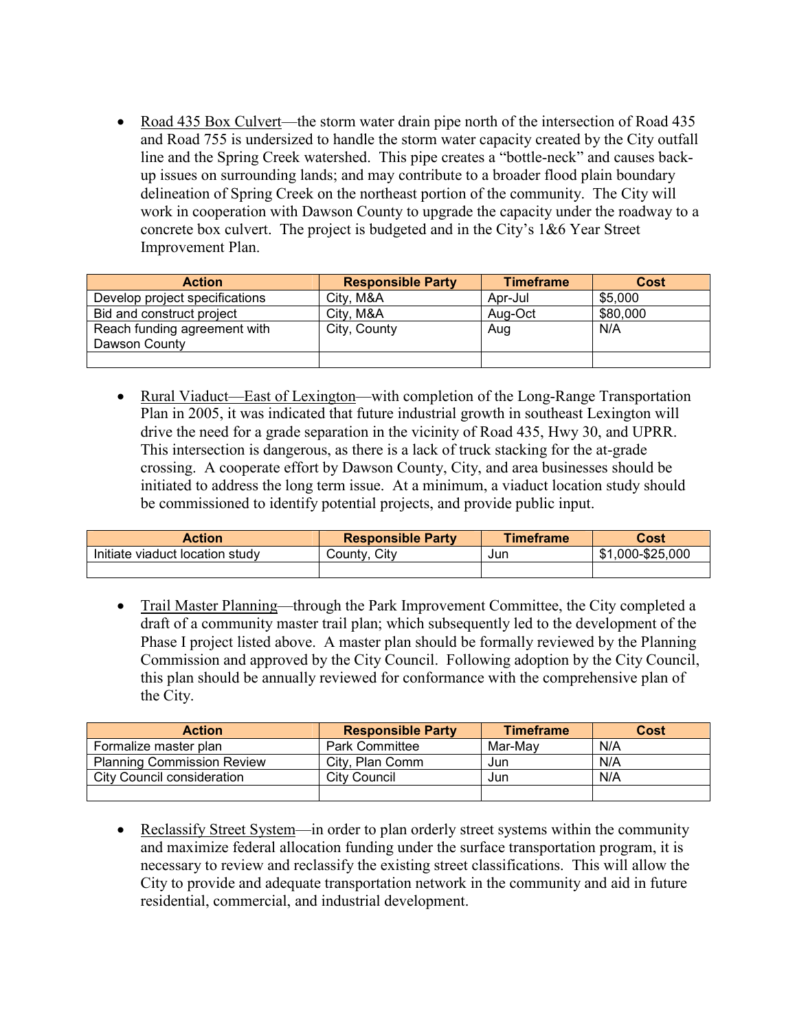- Road 435 Box Culvert—the storm water drain pipe north of the intersection of Road 435 and Road 755 is undersized to handle the storm water capacity created by the City outfall line and the Spring Creek watershed. This pipe creates a "bottle-neck" and causes back-up issues on surrounding lands; and may contribute to a broader flood plain boundary delineation of Spring Creek on the northeast portion of the community. The City will work in cooperation with Dawson County to upgrade the capacity under the roadway to a concrete box culvert. The project is budgeted and in the City's 1&6 Year Street Improvement Plan.

| Action | Responsible Party | Timeframe | Cost |
|---|---|---|---|
| Develop project specifications | City, M&A | Apr-Jul | $5,000 |
| Bid and construct project | City, M&A | Aug-Oct | $80,000 |
| Reach funding agreement with Dawson County | City, County | Aug | N/A |
| | | | |

- Rural Viaduct—East of Lexington—with completion of the Long-Range Transportation Plan in 2005, it was indicated that future industrial growth in southeast Lexington will drive the need for a grade separation in the vicinity of Road 435, Hwy 30, and UPRR. This intersection is dangerous, as there is a lack of truck stacking for the at-grade crossing. A cooperate effort by Dawson County, City, and area businesses should be initiated to address the long term issue. At a minimum, a viaduct location study should be commissioned to identify potential projects, and provide public input.

| Action | Responsible Party | Timeframe | Cost |
|---|---|---|---|
| Initiate viaduct location study | County, City | Jun | $1,000-$25,000 |
| | | | |

- Trail Master Planning—through the Park Improvement Committee, the City completed a draft of a community master trail plan; which subsequently led to the development of the Phase I project listed above. A master plan should be formally reviewed by the Planning Commission and approved by the City Council. Following adoption by the City Council, this plan should be annually reviewed for conformance with the comprehensive plan of the City.

| Action | Responsible Party | Timeframe | Cost |
|---|---|---|---|
| Formalize master plan | Park Committee | Mar-May | N/A |
| Planning Commission Review | City, Plan Comm | Jun | N/A |
| City Council consideration | City Council | Jun | N/A |
| | | | |

- Reclassify Street System—in order to plan orderly street systems within the community and maximize federal allocation funding under the surface transportation program, it is necessary to review and reclassify the existing street classifications. This will allow the City to provide and adequate transportation network in the community and aid in future residential, commercial, and industrial development.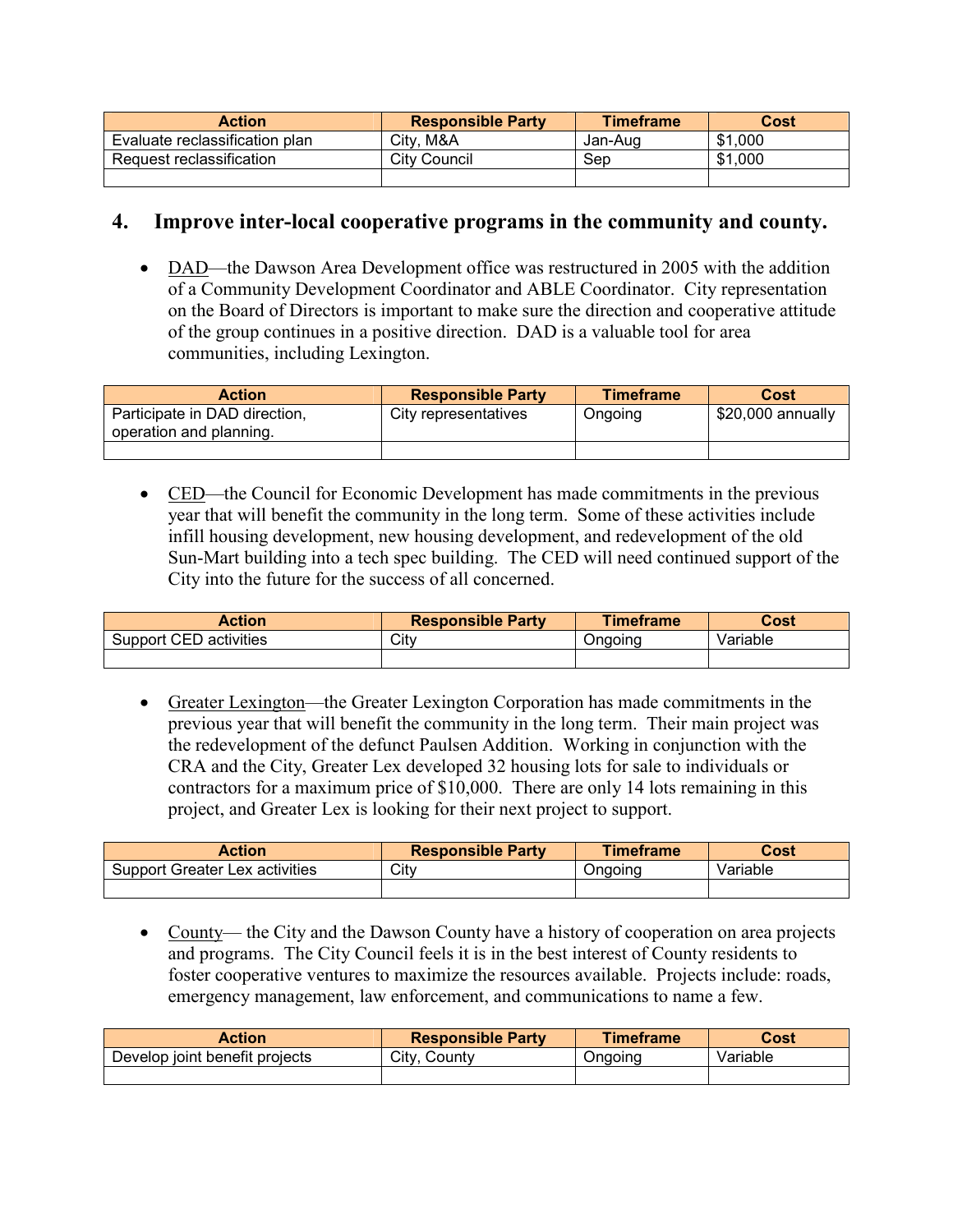| Action | Responsible Party | Timeframe | Cost |
|---|---|---|---|
| Evaluate reclassification plan | City, M&A | Jan-Aug | $1,000 |
| Request reclassification | City Council | Sep | $1,000 |
| | | | |

## 4. Improve inter-local cooperative programs in the community and county.

- DAD—the Dawson Area Development office was restructured in 2005 with the addition of a Community Development Coordinator and ABLE Coordinator. City representation on the Board of Directors is important to make sure the direction and cooperative attitude of the group continues in a positive direction. DAD is a valuable tool for area communities, including Lexington.

| Action | Responsible Party | Timeframe | Cost |
|---|---|---|---|
| Participate in DAD direction, operation and planning. | City representatives | Ongoing | $20,000 annually |
| | | | |

- CED—the Council for Economic Development has made commitments in the previous year that will benefit the community in the long term. Some of these activities include infill housing development, new housing development, and redevelopment of the old Sun-Mart building into a tech spec building. The CED will need continued support of the City into the future for the success of all concerned.

| Action | Responsible Party | Timeframe | Cost |
|---|---|---|---|
| Support CED activities | City | Ongoing | Variable |
| | | | |

- Greater Lexington—the Greater Lexington Corporation has made commitments in the previous year that will benefit the community in the long term. Their main project was the redevelopment of the defunct Paulsen Addition. Working in conjunction with the CRA and the City, Greater Lex developed 32 housing lots for sale to individuals or contractors for a maximum price of $10,000. There are only 14 lots remaining in this project, and Greater Lex is looking for their next project to support.

| Action | Responsible Party | Timeframe | Cost |
|---|---|---|---|
| Support Greater Lex activities | City | Ongoing | Variable |
| | | | |

- County— the City and the Dawson County have a history of cooperation on area projects and programs. The City Council feels it is in the best interest of County residents to foster cooperative ventures to maximize the resources available. Projects include: roads, emergency management, law enforcement, and communications to name a few.

| Action | Responsible Party | Timeframe | Cost |
|---|---|---|---|
| Develop joint benefit projects | City, County | Ongoing | Variable |
| | | | |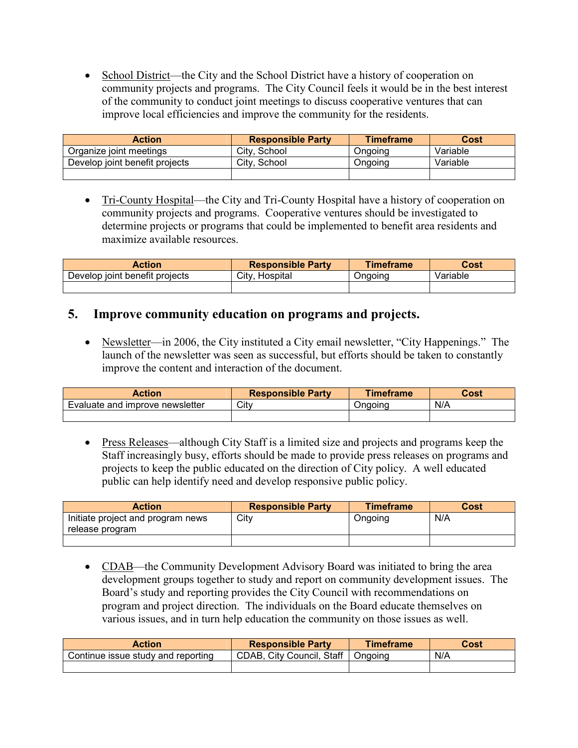- School District—the City and the School District have a history of cooperation on community projects and programs. The City Council feels it would be in the best interest of the community to conduct joint meetings to discuss cooperative ventures that can improve local efficiencies and improve the community for the residents.

| Action | Responsible Party | Timeframe | Cost |
|---|---|---|---|
| Organize joint meetings | City, School | Ongoing | Variable |
| Develop joint benefit projects | City, School | Ongoing | Variable |
| | | | |

- Tri-County Hospital—the City and Tri-County Hospital have a history of cooperation on community projects and programs. Cooperative ventures should be investigated to determine projects or programs that could be implemented to benefit area residents and maximize available resources.

| Action | Responsible Party | Timeframe | Cost |
|---|---|---|---|
| Develop joint benefit projects | City, Hospital | Ongoing | Variable |
| | | | |

## 5. Improve community education on programs and projects.

- Newsletter—in 2006, the City instituted a City email newsletter, "City Happenings." The launch of the newsletter was seen as successful, but efforts should be taken to constantly improve the content and interaction of the document.

| Action | Responsible Party | Timeframe | Cost |
|---|---|---|---|
| Evaluate and improve newsletter | City | Ongoing | N/A |
| | | | |

- Press Releases—although City Staff is a limited size and projects and programs keep the Staff increasingly busy, efforts should be made to provide press releases on programs and projects to keep the public educated on the direction of City policy. A well educated public can help identify need and develop responsive public policy.

| Action | Responsible Party | Timeframe | Cost |
|---|---|---|---|
| Initiate project and program news release program | City | Ongoing | N/A |
| | | | |

- CDAB—the Community Development Advisory Board was initiated to bring the area development groups together to study and report on community development issues. The Board's study and reporting provides the City Council with recommendations on program and project direction. The individuals on the Board educate themselves on various issues, and in turn help education the community on those issues as well.

| Action | Responsible Party | Timeframe | Cost |
|---|---|---|---|
| Continue issue study and reporting | CDAB, City Council, Staff | Ongoing | N/A |
| | | | |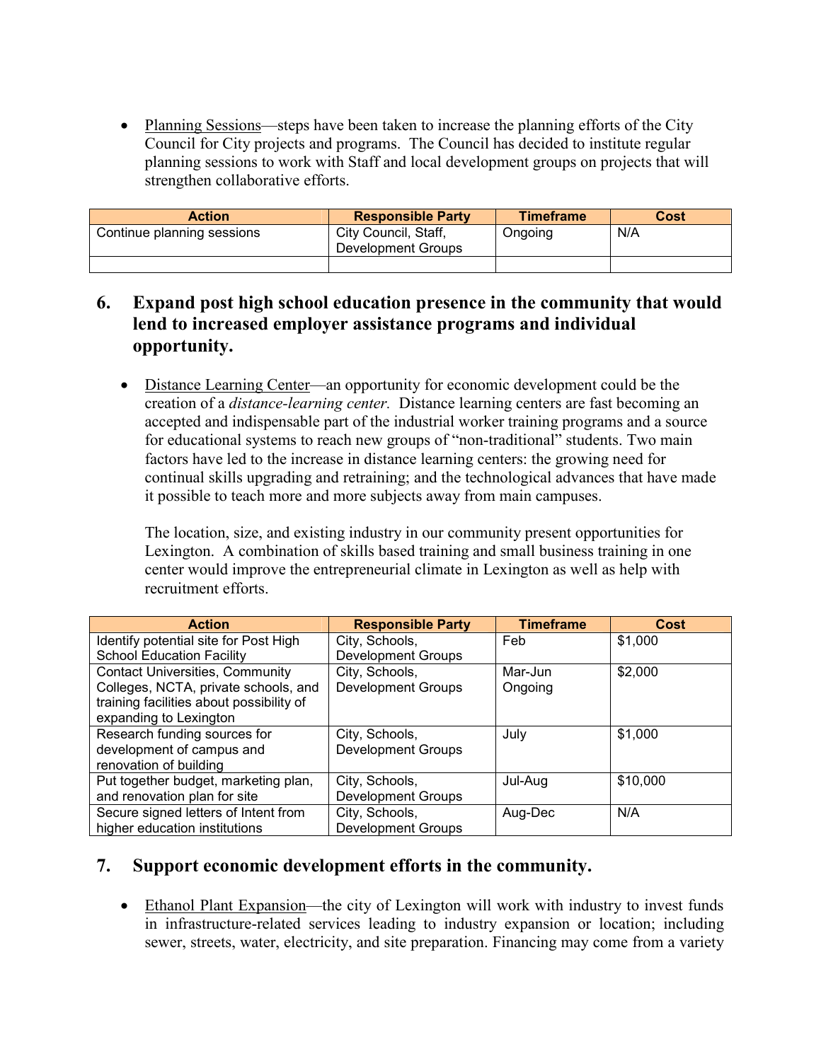- Planning Sessions—steps have been taken to increase the planning efforts of the City Council for City projects and programs. The Council has decided to institute regular planning sessions to work with Staff and local development groups on projects that will strengthen collaborative efforts.

| Action | Responsible Party | Timeframe | Cost |
|---|---|---|---|
| Continue planning sessions | City Council, Staff, Development Groups | Ongoing | N/A |
| | | | |

## 6. Expand post high school education presence in the community that would lend to increased employer assistance programs and individual opportunity.

- Distance Learning Center—an opportunity for economic development could be the creation of a *distance-learning center.* Distance learning centers are fast becoming an accepted and indispensable part of the industrial worker training programs and a source for educational systems to reach new groups of "non-traditional" students. Two main factors have led to the increase in distance learning centers: the growing need for continual skills upgrading and retraining; and the technological advances that have made it possible to teach more and more subjects away from main campuses.

  The location, size, and existing industry in our community present opportunities for Lexington. A combination of skills based training and small business training in one center would improve the entrepreneurial climate in Lexington as well as help with recruitment efforts.

| Action | Responsible Party | Timeframe | Cost |
|---|---|---|---|
| Identify potential site for Post High School Education Facility | City, Schools, Development Groups | Feb | $1,000 |
| Contact Universities, Community Colleges, NCTA, private schools, and training facilities about possibility of expanding to Lexington | City, Schools, Development Groups | Mar-Jun Ongoing | $2,000 |
| Research funding sources for development of campus and renovation of building | City, Schools, Development Groups | July | $1,000 |
| Put together budget, marketing plan, and renovation plan for site | City, Schools, Development Groups | Jul-Aug | $10,000 |
| Secure signed letters of Intent from higher education institutions | City, Schools, Development Groups | Aug-Dec | N/A |

## 7. Support economic development efforts in the community.

- Ethanol Plant Expansion—the city of Lexington will work with industry to invest funds in infrastructure-related services leading to industry expansion or location; including sewer, streets, water, electricity, and site preparation. Financing may come from a variety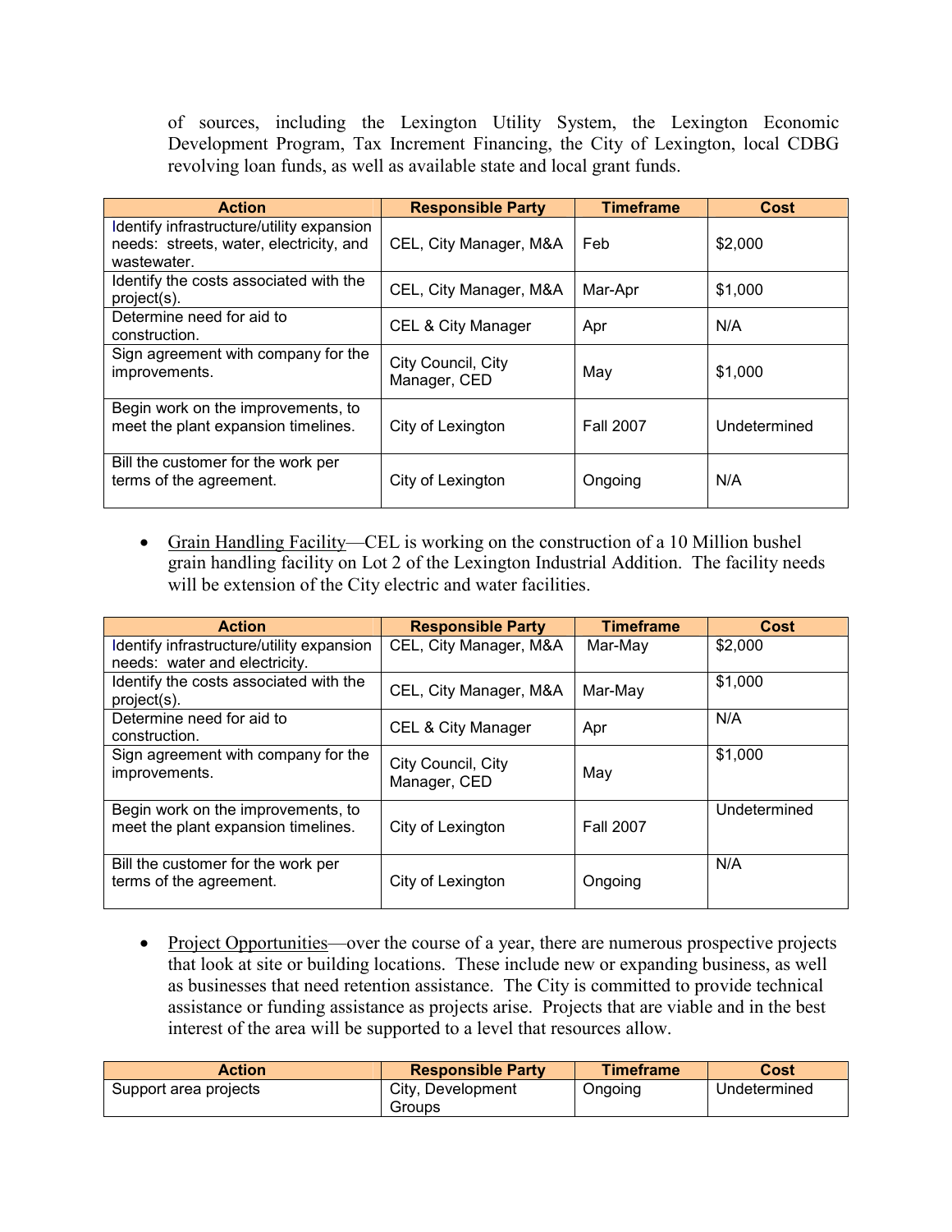of sources, including the Lexington Utility System, the Lexington Economic Development Program, Tax Increment Financing, the City of Lexington, local CDBG revolving loan funds, as well as available state and local grant funds.

| Action | Responsible Party | Timeframe | Cost |
|---|---|---|---|
| Identify infrastructure/utility expansion needs: streets, water, electricity, and wastewater. | CEL, City Manager, M&A | Feb | $2,000 |
| Identify the costs associated with the project(s). | CEL, City Manager, M&A | Mar-Apr | $1,000 |
| Determine need for aid to construction. | CEL & City Manager | Apr | N/A |
| Sign agreement with company for the improvements. | City Council, City Manager, CED | May | $1,000 |
| Begin work on the improvements, to meet the plant expansion timelines. | City of Lexington | Fall 2007 | Undetermined |
| Bill the customer for the work per terms of the agreement. | City of Lexington | Ongoing | N/A |

- Grain Handling Facility—CEL is working on the construction of a 10 Million bushel grain handling facility on Lot 2 of the Lexington Industrial Addition. The facility needs will be extension of the City electric and water facilities.

| Action | Responsible Party | Timeframe | Cost |
|---|---|---|---|
| Identify infrastructure/utility expansion needs: water and electricity. | CEL, City Manager, M&A | Mar-May | $2,000 |
| Identify the costs associated with the project(s). | CEL, City Manager, M&A | Mar-May | $1,000 |
| Determine need for aid to construction. | CEL & City Manager | Apr | N/A |
| Sign agreement with company for the improvements. | City Council, City Manager, CED | May | $1,000 |
| Begin work on the improvements, to meet the plant expansion timelines. | City of Lexington | Fall 2007 | Undetermined |
| Bill the customer for the work per terms of the agreement. | City of Lexington | Ongoing | N/A |

- Project Opportunities—over the course of a year, there are numerous prospective projects that look at site or building locations. These include new or expanding business, as well as businesses that need retention assistance. The City is committed to provide technical assistance or funding assistance as projects arise. Projects that are viable and in the best interest of the area will be supported to a level that resources allow.

| Action | Responsible Party | Timeframe | Cost |
|---|---|---|---|
| Support area projects | City, Development Groups | Ongoing | Undetermined |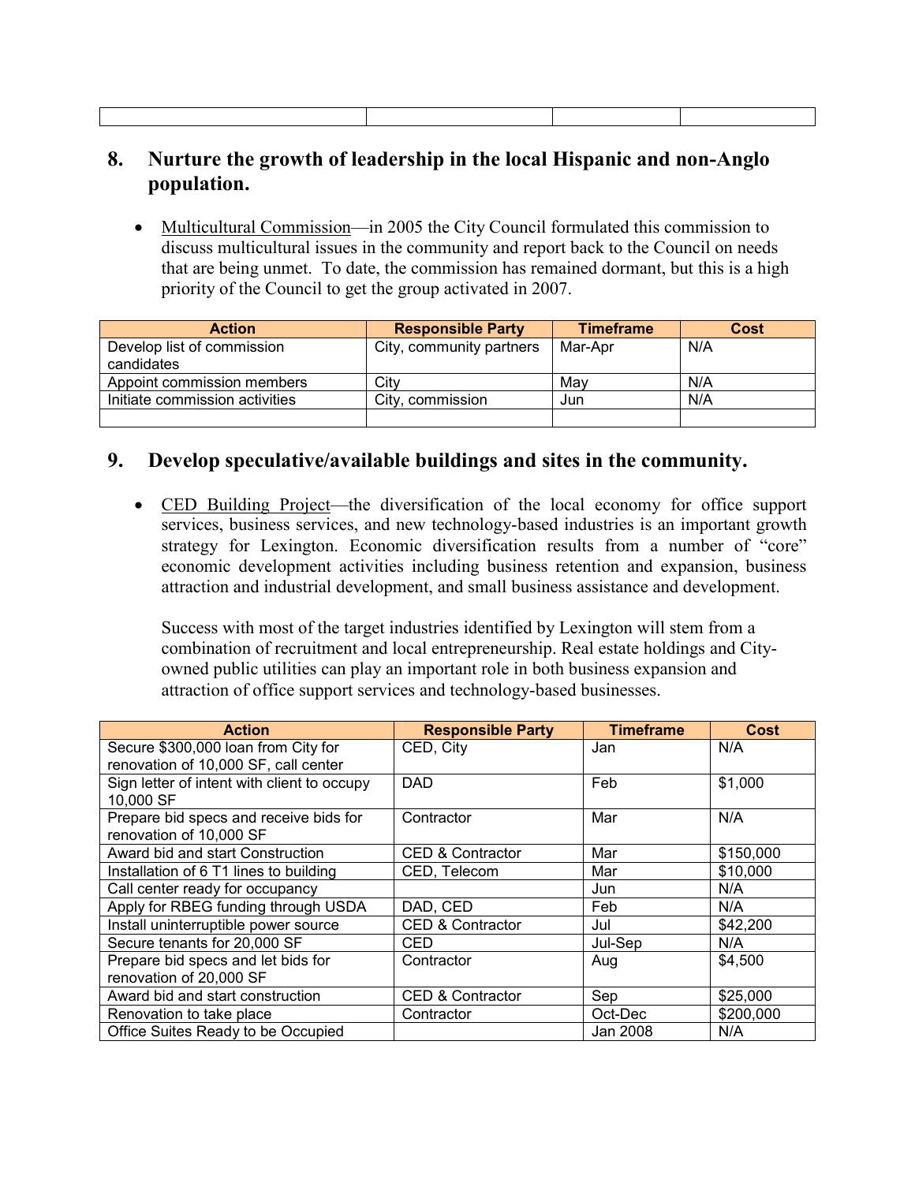## 8. Nurture the growth of leadership in the local Hispanic and non-Anglo population.

- Multicultural Commission—in 2005 the City Council formulated this commission to discuss multicultural issues in the community and report back to the Council on needs that are being unmet. To date, the commission has remained dormant, but this is a high priority of the Council to get the group activated in 2007.

| Action | Responsible Party | Timeframe | Cost |
|---|---|---|---|
| Develop list of commission candidates | City, community partners | Mar-Apr | N/A |
| Appoint commission members | City | May | N/A |
| Initiate commission activities | City, commission | Jun | N/A |
| | | | |

## 9. Develop speculative/available buildings and sites in the community.

- CED Building Project—the diversification of the local economy for office support services, business services, and new technology-based industries is an important growth strategy for Lexington. Economic diversification results from a number of "core" economic development activities including business retention and expansion, business attraction and industrial development, and small business assistance and development.

  Success with most of the target industries identified by Lexington will stem from a combination of recruitment and local entrepreneurship. Real estate holdings and City-owned public utilities can play an important role in both business expansion and attraction of office support services and technology-based businesses.

| Action | Responsible Party | Timeframe | Cost |
|---|---|---|---|
| Secure $300,000 loan from City for renovation of 10,000 SF, call center | CED, City | Jan | N/A |
| Sign letter of intent with client to occupy 10,000 SF | DAD | Feb | $1,000 |
| Prepare bid specs and receive bids for renovation of 10,000 SF | Contractor | Mar | N/A |
| Award bid and start Construction | CED & Contractor | Mar | $150,000 |
| Installation of 6 T1 lines to building | CED, Telecom | Mar | $10,000 |
| Call center ready for occupancy | | Jun | N/A |
| Apply for RBEG funding through USDA | DAD, CED | Feb | N/A |
| Install uninterruptible power source | CED & Contractor | Jul | $42,200 |
| Secure tenants for 20,000 SF | CED | Jul-Sep | N/A |
| Prepare bid specs and let bids for renovation of 20,000 SF | Contractor | Aug | $4,500 |
| Award bid and start construction | CED & Contractor | Sep | $25,000 |
| Renovation to take place | Contractor | Oct-Dec | $200,000 |
| Office Suites Ready to be Occupied | | Jan 2008 | N/A |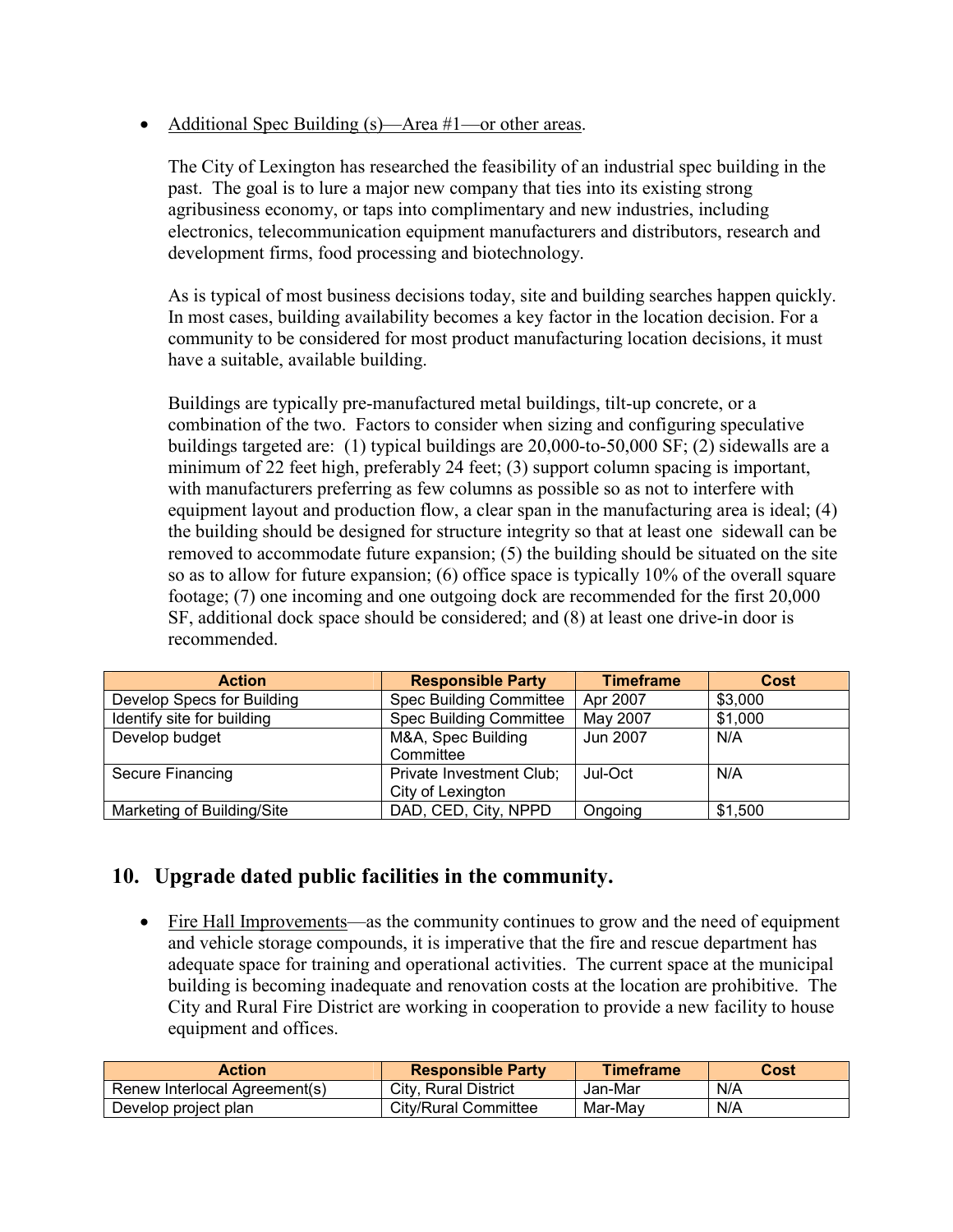- Additional Spec Building (s)—Area #1—or other areas.

  The City of Lexington has researched the feasibility of an industrial spec building in the past. The goal is to lure a major new company that ties into its existing strong agribusiness economy, or taps into complimentary and new industries, including electronics, telecommunication equipment manufacturers and distributors, research and development firms, food processing and biotechnology.

  As is typical of most business decisions today, site and building searches happen quickly. In most cases, building availability becomes a key factor in the location decision. For a community to be considered for most product manufacturing location decisions, it must have a suitable, available building.

  Buildings are typically pre-manufactured metal buildings, tilt-up concrete, or a combination of the two. Factors to consider when sizing and configuring speculative buildings targeted are: (1) typical buildings are 20,000-to-50,000 SF; (2) sidewalls are a minimum of 22 feet high, preferably 24 feet; (3) support column spacing is important, with manufacturers preferring as few columns as possible so as not to interfere with equipment layout and production flow, a clear span in the manufacturing area is ideal; (4) the building should be designed for structure integrity so that at least one sidewall can be removed to accommodate future expansion; (5) the building should be situated on the site so as to allow for future expansion; (6) office space is typically 10% of the overall square footage; (7) one incoming and one outgoing dock are recommended for the first 20,000 SF, additional dock space should be considered; and (8) at least one drive-in door is recommended.

| Action | Responsible Party | Timeframe | Cost |
|---|---|---|---|
| Develop Specs for Building | Spec Building Committee | Apr 2007 | $3,000 |
| Identify site for building | Spec Building Committee | May 2007 | $1,000 |
| Develop budget | M&A, Spec Building Committee | Jun 2007 | N/A |
| Secure Financing | Private Investment Club; City of Lexington | Jul-Oct | N/A |
| Marketing of Building/Site | DAD, CED, City, NPPD | Ongoing | $1,500 |

## 10. Upgrade dated public facilities in the community.

- Fire Hall Improvements—as the community continues to grow and the need of equipment and vehicle storage compounds, it is imperative that the fire and rescue department has adequate space for training and operational activities. The current space at the municipal building is becoming inadequate and renovation costs at the location are prohibitive. The City and Rural Fire District are working in cooperation to provide a new facility to house equipment and offices.

| Action | Responsible Party | Timeframe | Cost |
|---|---|---|---|
| Renew Interlocal Agreement(s) | City, Rural District | Jan-Mar | N/A |
| Develop project plan | City/Rural Committee | Mar-May | N/A |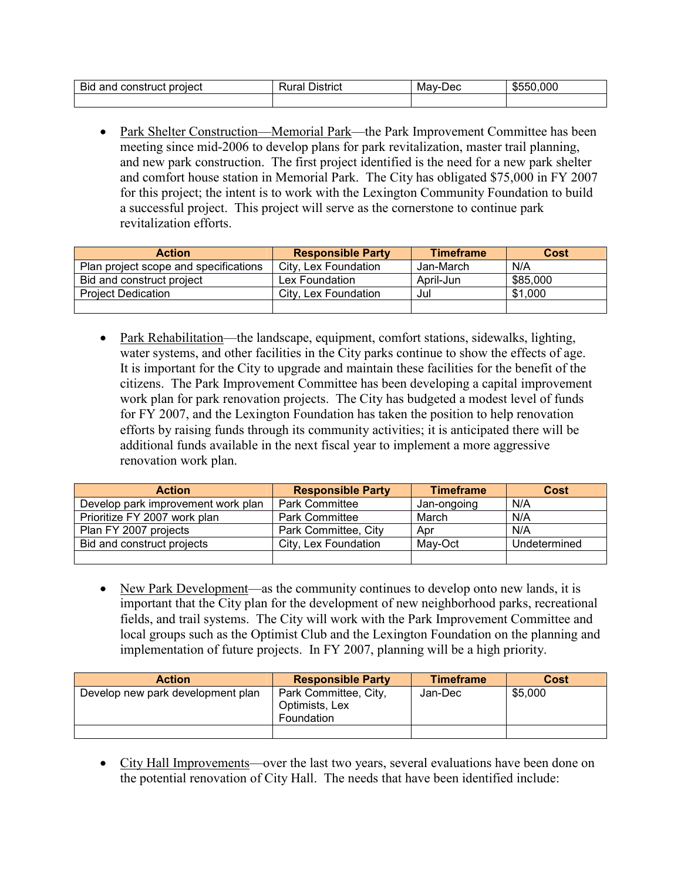| Bid and construct project | Rural District | May-Dec | $550,000 |
|---|---|---|---|
| | | | |

- Park Shelter Construction—Memorial Park—the Park Improvement Committee has been meeting since mid-2006 to develop plans for park revitalization, master trail planning, and new park construction. The first project identified is the need for a new park shelter and comfort house station in Memorial Park. The City has obligated $75,000 in FY 2007 for this project; the intent is to work with the Lexington Community Foundation to build a successful project. This project will serve as the cornerstone to continue park revitalization efforts.

| Action | Responsible Party | Timeframe | Cost |
|---|---|---|---|
| Plan project scope and specifications | City, Lex Foundation | Jan-March | N/A |
| Bid and construct project | Lex Foundation | April-Jun | $85,000 |
| Project Dedication | City, Lex Foundation | Jul | $1,000 |
| | | | |

- Park Rehabilitation—the landscape, equipment, comfort stations, sidewalks, lighting, water systems, and other facilities in the City parks continue to show the effects of age. It is important for the City to upgrade and maintain these facilities for the benefit of the citizens. The Park Improvement Committee has been developing a capital improvement work plan for park renovation projects. The City has budgeted a modest level of funds for FY 2007, and the Lexington Foundation has taken the position to help renovation efforts by raising funds through its community activities; it is anticipated there will be additional funds available in the next fiscal year to implement a more aggressive renovation work plan.

| Action | Responsible Party | Timeframe | Cost |
|---|---|---|---|
| Develop park improvement work plan | Park Committee | Jan-ongoing | N/A |
| Prioritize FY 2007 work plan | Park Committee | March | N/A |
| Plan FY 2007 projects | Park Committee, City | Apr | N/A |
| Bid and construct projects | City, Lex Foundation | May-Oct | Undetermined |
| | | | |

- New Park Development—as the community continues to develop onto new lands, it is important that the City plan for the development of new neighborhood parks, recreational fields, and trail systems. The City will work with the Park Improvement Committee and local groups such as the Optimist Club and the Lexington Foundation on the planning and implementation of future projects. In FY 2007, planning will be a high priority.

| Action | Responsible Party | Timeframe | Cost |
|---|---|---|---|
| Develop new park development plan | Park Committee, City, Optimists, Lex Foundation | Jan-Dec | $5,000 |
| | | | |

- City Hall Improvements—over the last two years, several evaluations have been done on the potential renovation of City Hall. The needs that have been identified include: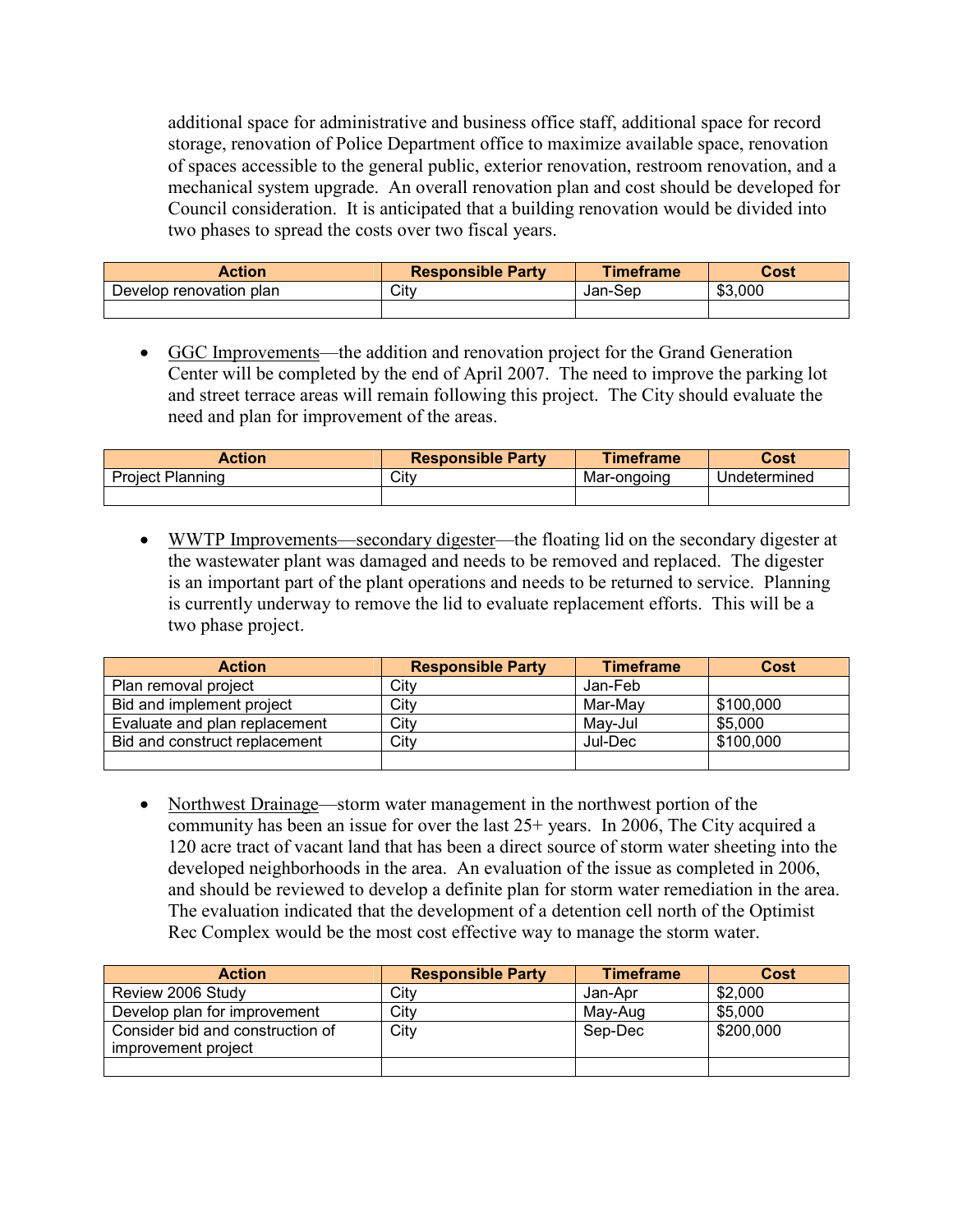additional space for administrative and business office staff, additional space for record storage, renovation of Police Department office to maximize available space, renovation of spaces accessible to the general public, exterior renovation, restroom renovation, and a mechanical system upgrade. An overall renovation plan and cost should be developed for Council consideration. It is anticipated that a building renovation would be divided into two phases to spread the costs over two fiscal years.

| Action | Responsible Party | Timeframe | Cost |
|---|---|---|---|
| Develop renovation plan | City | Jan-Sep | $3,000 |
| | | | |

- GGC Improvements—the addition and renovation project for the Grand Generation Center will be completed by the end of April 2007. The need to improve the parking lot and street terrace areas will remain following this project. The City should evaluate the need and plan for improvement of the areas.

| Action | Responsible Party | Timeframe | Cost |
|---|---|---|---|
| Project Planning | City | Mar-ongoing | Undetermined |
| | | | |

- WWTP Improvements—secondary digester—the floating lid on the secondary digester at the wastewater plant was damaged and needs to be removed and replaced. The digester is an important part of the plant operations and needs to be returned to service. Planning is currently underway to remove the lid to evaluate replacement efforts. This will be a two phase project.

| Action | Responsible Party | Timeframe | Cost |
|---|---|---|---|
| Plan removal project | City | Jan-Feb | |
| Bid and implement project | City | Mar-May | $100,000 |
| Evaluate and plan replacement | City | May-Jul | $5,000 |
| Bid and construct replacement | City | Jul-Dec | $100,000 |
| | | | |

- Northwest Drainage—storm water management in the northwest portion of the community has been an issue for over the last 25+ years. In 2006, The City acquired a 120 acre tract of vacant land that has been a direct source of storm water sheeting into the developed neighborhoods in the area. An evaluation of the issue as completed in 2006, and should be reviewed to develop a definite plan for storm water remediation in the area. The evaluation indicated that the development of a detention cell north of the Optimist Rec Complex would be the most cost effective way to manage the storm water.

| Action | Responsible Party | Timeframe | Cost |
|---|---|---|---|
| Review 2006 Study | City | Jan-Apr | $2,000 |
| Develop plan for improvement | City | May-Aug | $5,000 |
| Consider bid and construction of improvement project | City | Sep-Dec | $200,000 |
| | | | |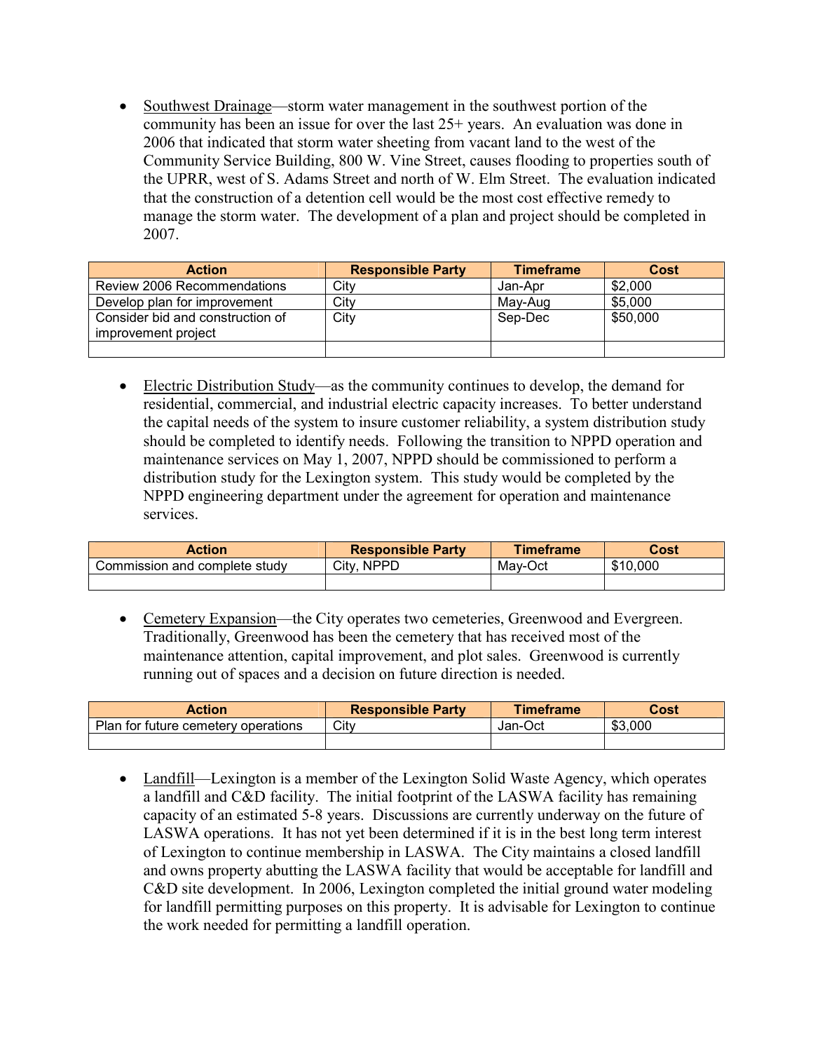- <u>Southwest Drainage</u>—storm water management in the southwest portion of the community has been an issue for over the last 25+ years. An evaluation was done in 2006 that indicated that storm water sheeting from vacant land to the west of the Community Service Building, 800 W. Vine Street, causes flooding to properties south of the UPRR, west of S. Adams Street and north of W. Elm Street. The evaluation indicated that the construction of a detention cell would be the most cost effective remedy to manage the storm water. The development of a plan and project should be completed in 2007.

| Action | Responsible Party | Timeframe | Cost |
|---|---|---|---|
| Review 2006 Recommendations | City | Jan-Apr | $2,000 |
| Develop plan for improvement | City | May-Aug | $5,000 |
| Consider bid and construction of improvement project | City | Sep-Dec | $50,000 |
| | | | |

- <u>Electric Distribution Study</u>—as the community continues to develop, the demand for residential, commercial, and industrial electric capacity increases. To better understand the capital needs of the system to insure customer reliability, a system distribution study should be completed to identify needs. Following the transition to NPPD operation and maintenance services on May 1, 2007, NPPD should be commissioned to perform a distribution study for the Lexington system. This study would be completed by the NPPD engineering department under the agreement for operation and maintenance services.

| Action | Responsible Party | Timeframe | Cost |
|---|---|---|---|
| Commission and complete study | City, NPPD | May-Oct | $10,000 |
| | | | |

- <u>Cemetery Expansion</u>—the City operates two cemeteries, Greenwood and Evergreen. Traditionally, Greenwood has been the cemetery that has received most of the maintenance attention, capital improvement, and plot sales. Greenwood is currently running out of spaces and a decision on future direction is needed.

| Action | Responsible Party | Timeframe | Cost |
|---|---|---|---|
| Plan for future cemetery operations | City | Jan-Oct | $3,000 |
| | | | |

- <u>Landfill</u>—Lexington is a member of the Lexington Solid Waste Agency, which operates a landfill and C&D facility. The initial footprint of the LASWA facility has remaining capacity of an estimated 5-8 years. Discussions are currently underway on the future of LASWA operations. It has not yet been determined if it is in the best long term interest of Lexington to continue membership in LASWA. The City maintains a closed landfill and owns property abutting the LASWA facility that would be acceptable for landfill and C&D site development. In 2006, Lexington completed the initial ground water modeling for landfill permitting purposes on this property. It is advisable for Lexington to continue the work needed for permitting a landfill operation.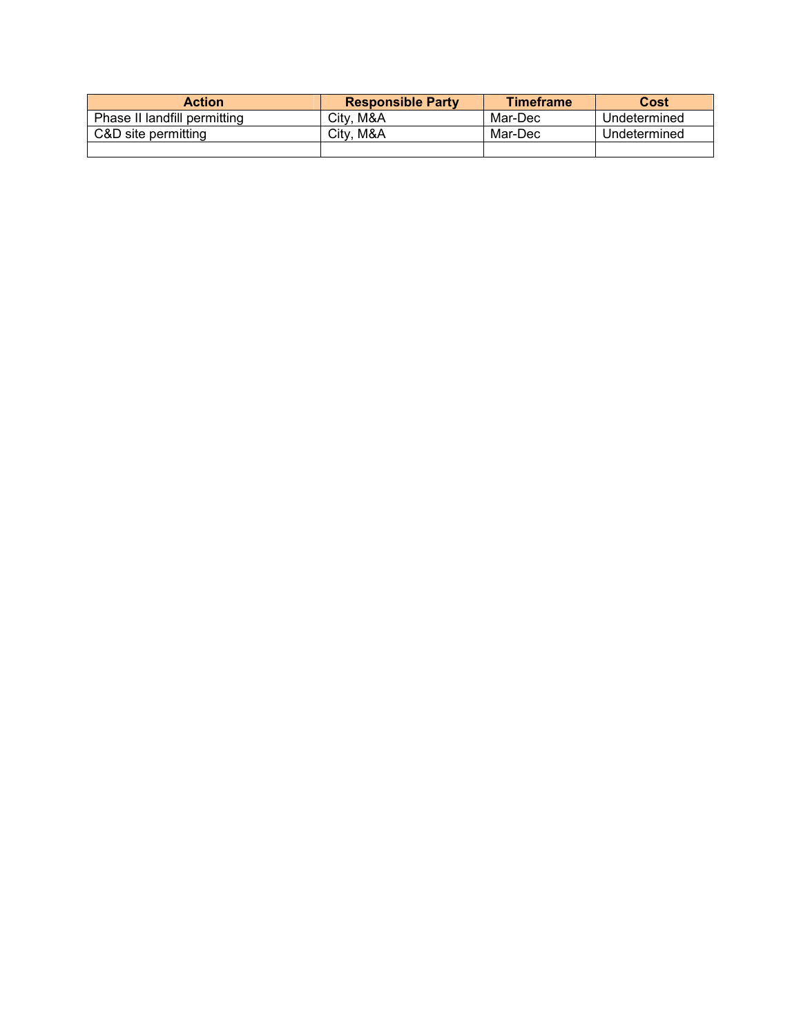| Action | Responsible Party | Timeframe | Cost |
|---|---|---|---|
| Phase II landfill permitting | City, M&A | Mar-Dec | Undetermined |
| C&D site permitting | City, M&A | Mar-Dec | Undetermined |
| | | | |